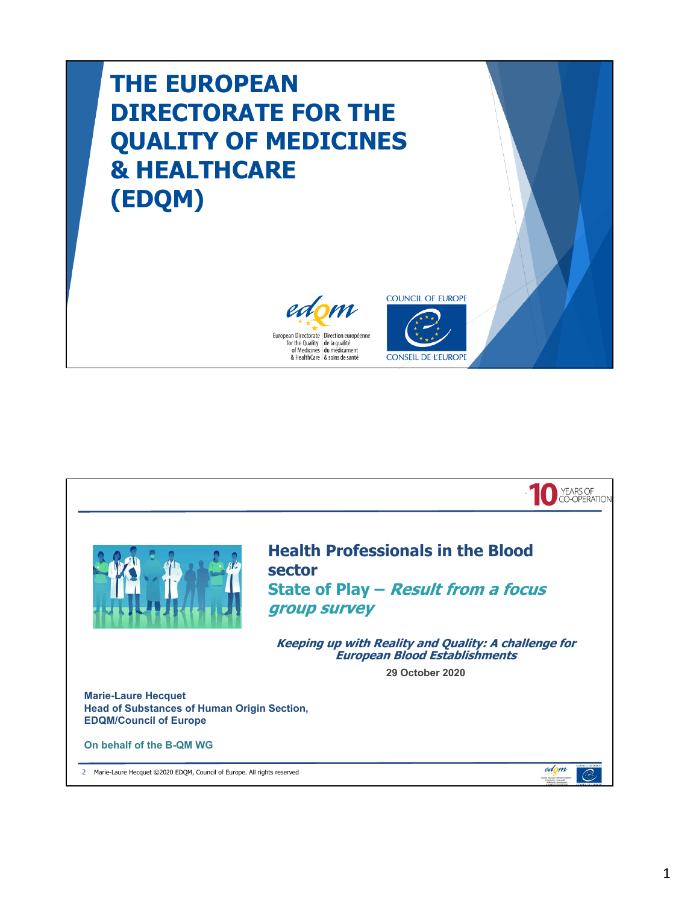# THE EUROPEAN DIRECTORATE FOR THE QUALITY OF MEDICINES & HEALTHCARE (EDQM)

European Directorate for the Quality of Medicines & HealthCare | Direction européenne de la qualité du médicament & soins de santé

COUNCIL OF EUROPE
CONSEIL DE L'EUROPE

---

10 YEARS OF CO-OPERATION

## Health Professionals in the Blood sector

## State of Play – *Result from a focus group survey*

***Keeping up with Reality and Quality: A challenge for European Blood Establishments***

**29 October 2020**

**Marie-Laure Hecquet**
**Head of Substances of Human Origin Section,**
**EDQM/Council of Europe**

**On behalf of the B-QM WG**

Marie-Laure Hecquet ©2020 EDQM, Council of Europe. All rights reserved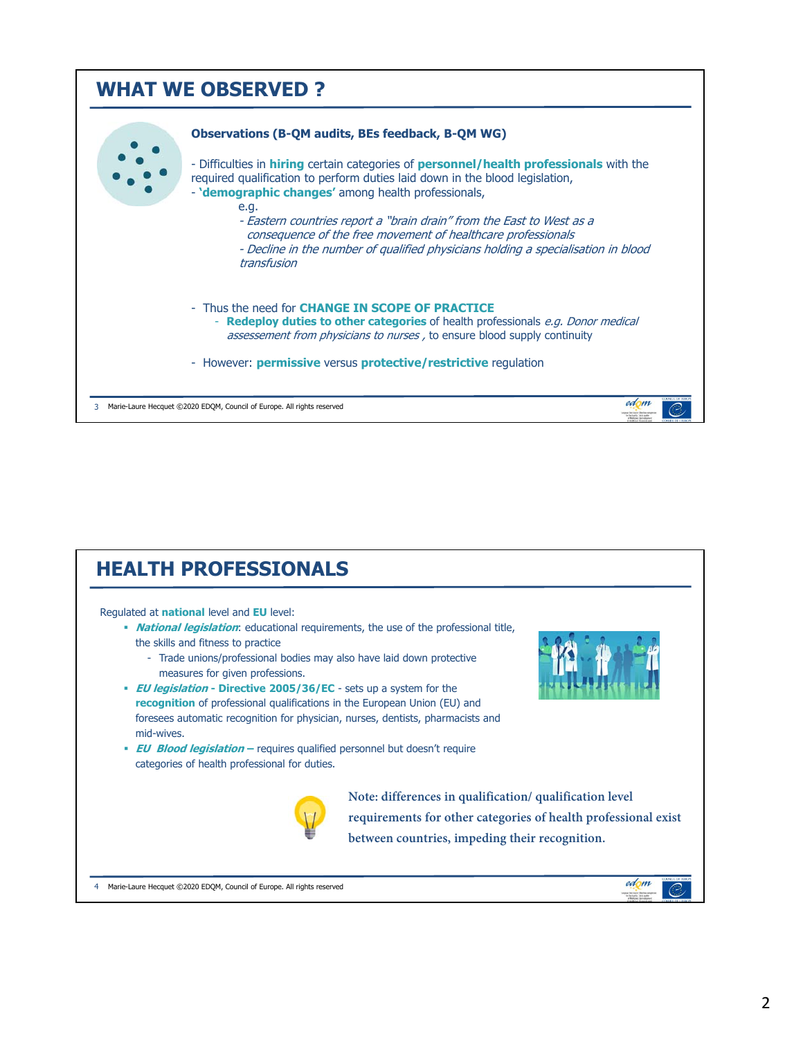## WHAT WE OBSERVED ?

**Observations (B-QM audits, BEs feedback, B-QM WG)**

- Difficulties in **hiring** certain categories of **personnel/health professionals** with the required qualification to perform duties laid down in the blood legislation,
- **'demographic changes'** among health professionals,

  e.g.

  - *Eastern countries report a "brain drain" from the East to West as a consequence of the free movement of healthcare professionals*
  - *Decline in the number of qualified physicians holding a specialisation in blood transfusion*

- Thus the need for **CHANGE IN SCOPE OF PRACTICE**
  - **Redeploy duties to other categories** of health professionals *e.g. Donor medical assessement from physicians to nurses ,* to ensure blood supply continuity
- However: **permissive** versus **protective/restrictive** regulation

## HEALTH PROFESSIONALS

Regulated at **national** level and **EU** level:

- ***National legislation***: educational requirements, the use of the professional title, the skills and fitness to practice
  - Trade unions/professional bodies may also have laid down protective measures for given professions.
- ***EU legislation*** **- Directive 2005/36/EC** - sets up a system for the **recognition** of professional qualifications in the European Union (EU) and foresees automatic recognition for physician, nurses, dentists, pharmacists and mid-wives.
- ***EU Blood legislation*** **–** requires qualified personnel but doesn't require categories of health professional for duties.

**Note: differences in qualification/ qualification level requirements for other categories of health professional exist between countries, impeding their recognition.**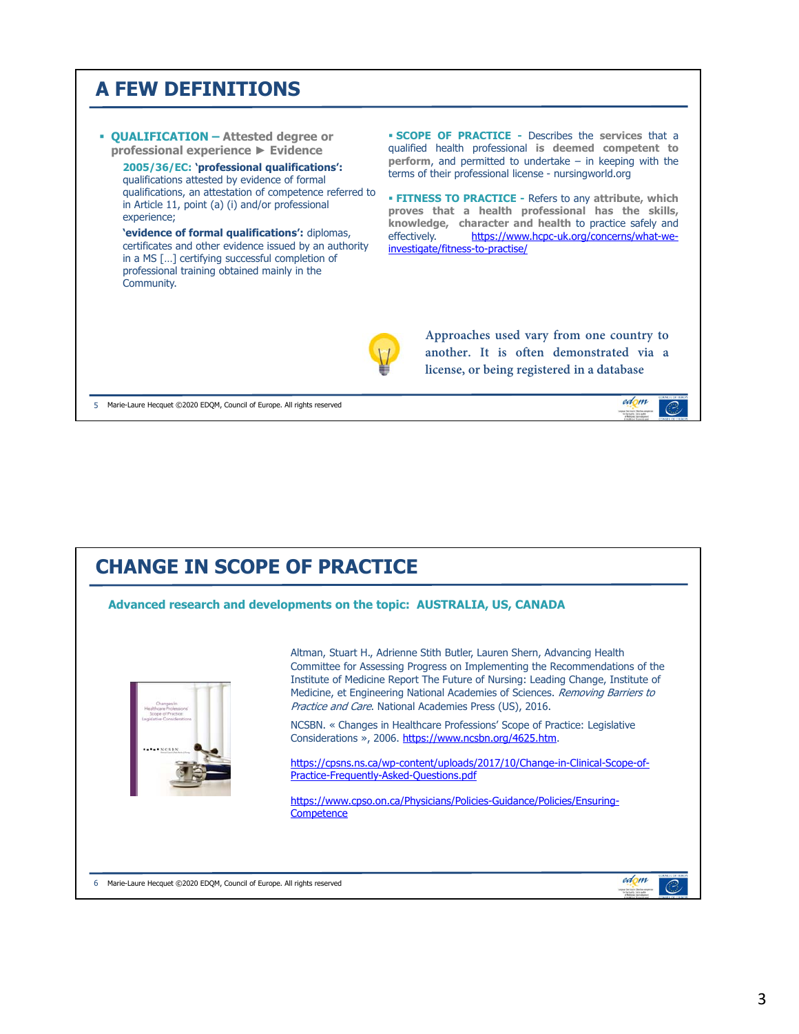# A FEW DEFINITIONS

- **QUALIFICATION – Attested degree or professional experience ► Evidence**

  **2005/36/EC: 'professional qualifications':** qualifications attested by evidence of formal qualifications, an attestation of competence referred to in Article 11, point (a) (i) and/or professional experience;

  **'evidence of formal qualifications':** diplomas, certificates and other evidence issued by an authority in a MS […] certifying successful completion of professional training obtained mainly in the Community.

- **SCOPE OF PRACTICE** - Describes the **services** that a qualified health professional **is deemed competent to perform**, and permitted to undertake – in keeping with the terms of their professional license - nursingworld.org

- **FITNESS TO PRACTICE** - Refers to any **attribute, which proves that a health professional has the skills, knowledge, character and health** to practice safely and effectively. https://www.hcpc-uk.org/concerns/what-we-investigate/fitness-to-practise/

Approaches used vary from one country to another. It is often demonstrated via a license, or being registered in a database

Marie-Laure Hecquet ©2020 EDQM, Council of Europe. All rights reserved

# CHANGE IN SCOPE OF PRACTICE

**Advanced research and developments on the topic: AUSTRALIA, US, CANADA**

Altman, Stuart H., Adrienne Stith Butler, Lauren Shern, Advancing Health Committee for Assessing Progress on Implementing the Recommendations of the Institute of Medicine Report The Future of Nursing: Leading Change, Institute of Medicine, et Engineering National Academies of Sciences. *Removing Barriers to Practice and Care*. National Academies Press (US), 2016.

NCSBN. « Changes in Healthcare Professions' Scope of Practice: Legislative Considerations », 2006. https://www.ncsbn.org/4625.htm.

https://cpsns.ns.ca/wp-content/uploads/2017/10/Change-in-Clinical-Scope-of-Practice-Frequently-Asked-Questions.pdf

https://www.cpso.on.ca/Physicians/Policies-Guidance/Policies/Ensuring-Competence

Marie-Laure Hecquet ©2020 EDQM, Council of Europe. All rights reserved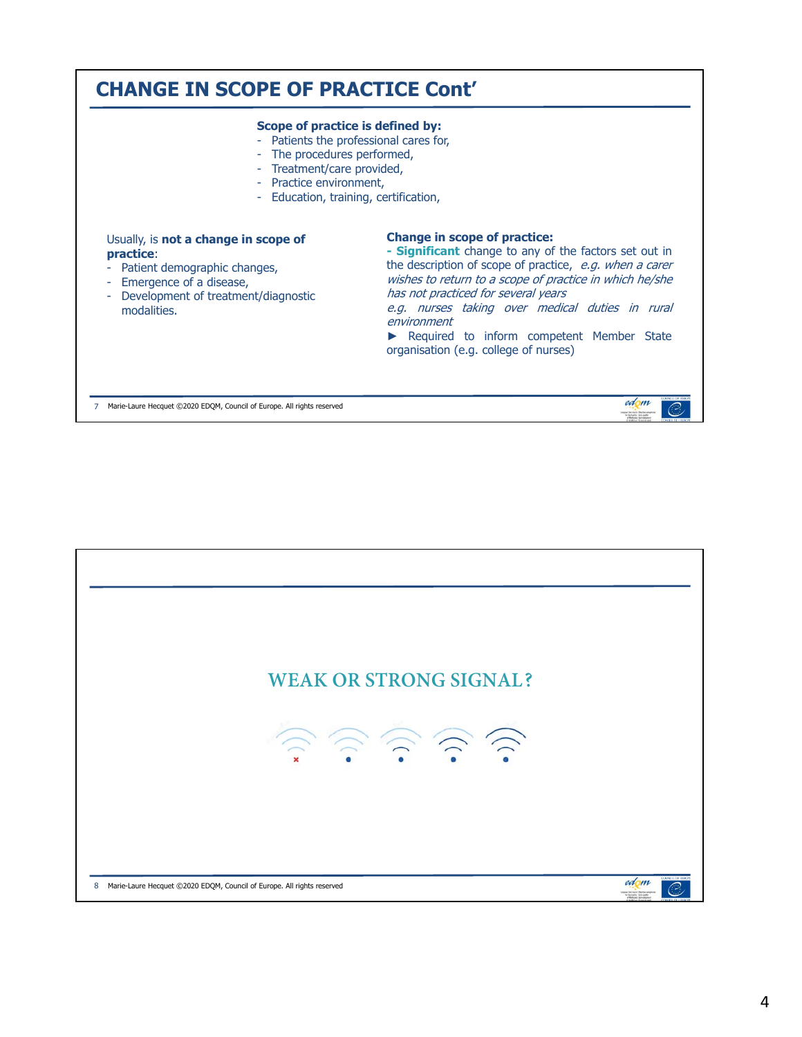## CHANGE IN SCOPE OF PRACTICE Cont'

**Scope of practice is defined by:**

- Patients the professional cares for,
- The procedures performed,
- Treatment/care provided,
- Practice environment,
- Education, training, certification,

Usually, is **not a change in scope of practice**:

- Patient demographic changes,
- Emergence of a disease,
- Development of treatment/diagnostic modalities.

**Change in scope of practice:**

**- Significant** change to any of the factors set out in the description of scope of practice, *e.g. when a carer wishes to return to a scope of practice in which he/she has not practiced for several years*

*e.g. nurses taking over medical duties in rural environment*

► Required to inform competent Member State organisation (e.g. college of nurses)

## WEAK OR STRONG SIGNAL?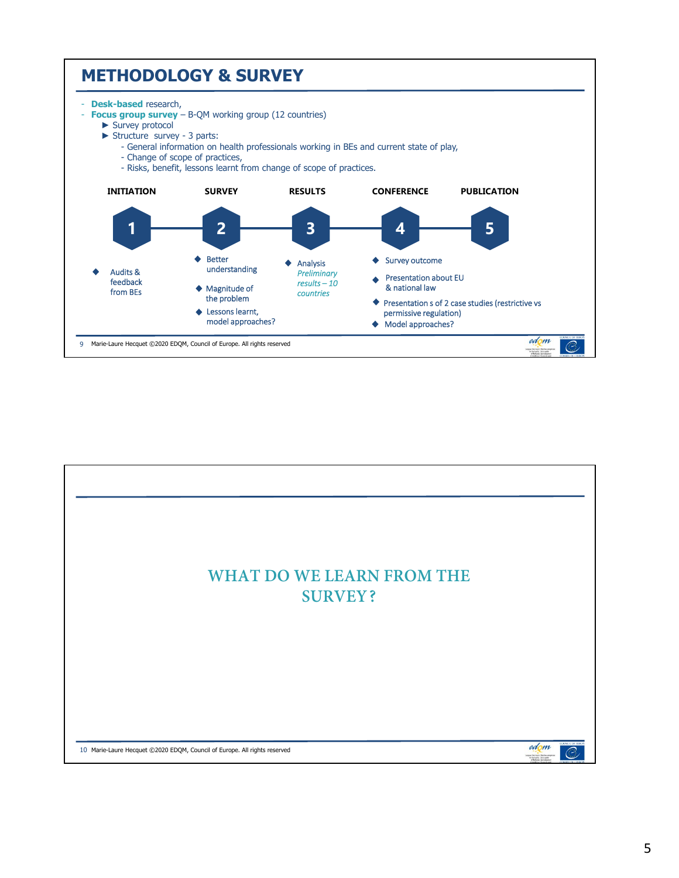# METHODOLOGY & SURVEY

- **Desk-based** research,
- **Focus group survey** – B-QM working group (12 countries)
  - ► Survey protocol
  - ► Structure survey - 3 parts:
    - General information on health professionals working in BEs and current state of play,
    - Change of scope of practices,
    - Risks, benefit, lessons learnt from change of scope of practices.

**1 INITIATION**
- Audits & feedback from BEs

**2 SURVEY**
- Better understanding
- Magnitude of the problem
- Lessons learnt, model approaches?

**3 RESULTS**
- Analysis *Preliminary results – 10 countries*

**4 CONFERENCE**
- Survey outcome
- Presentation about EU & national law
- Presentation s of 2 case studies (restrictive vs permissive regulation)
- Model approaches?

**5 PUBLICATION**

Marie-Laure Hecquet ©2020 EDQM, Council of Europe. All rights reserved

# WHAT DO WE LEARN FROM THE SURVEY ?

Marie-Laure Hecquet ©2020 EDQM, Council of Europe. All rights reserved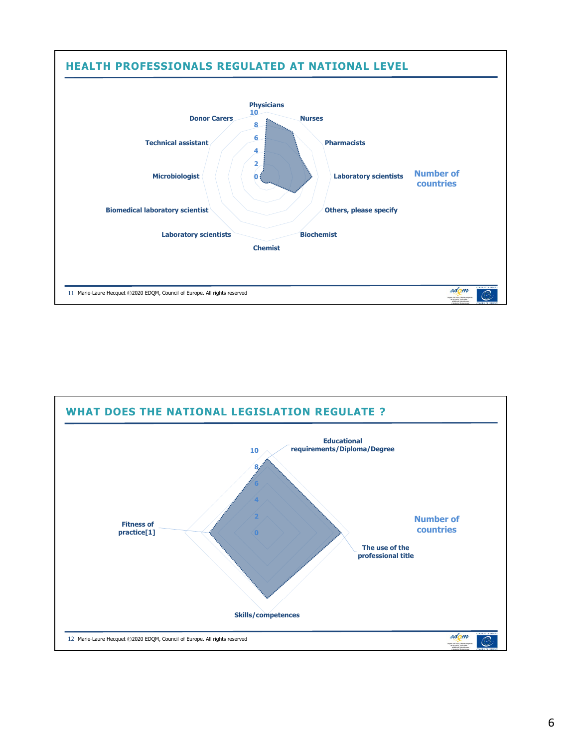## HEALTH PROFESSIONALS REGULATED AT NATIONAL LEVEL

Physicians

10

8

6

4

2

0

Nurses

Pharmacists

Laboratory scientists

Others, please specify

Biochemist

Chemist

Laboratory scientists

Biomedical laboratory scientist

Microbiologist

Technical assistant

Donor Carers

Number of countries

11 Marie-Laure Hecquet ©2020 EDQM, Council of Europe. All rights reserved

## WHAT DOES THE NATIONAL LEGISLATION REGULATE ?

Educational requirements/Diploma/Degree

10

8

6

4

2

0

The use of the professional title

Skills/competences

Fitness of practice[1]

Number of countries

12 Marie-Laure Hecquet ©2020 EDQM, Council of Europe. All rights reserved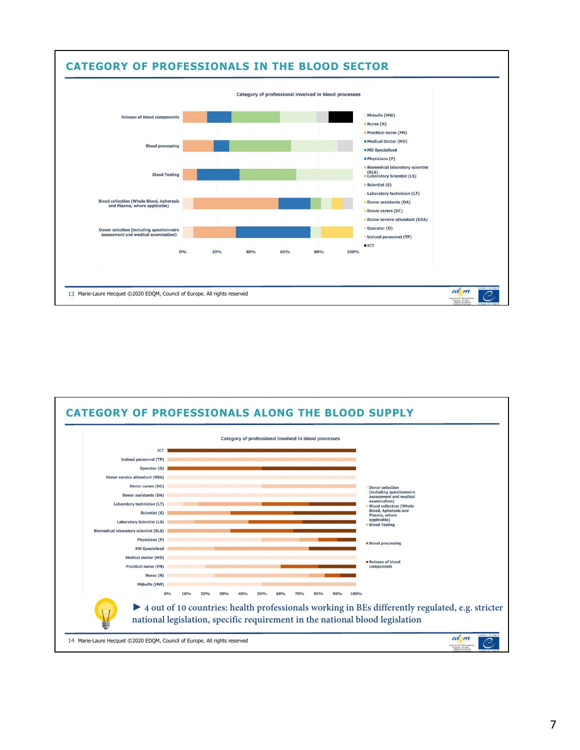## CATEGORY OF PROFESSIONALS IN THE BLOOD SECTOR

Category of professional involved in blood processes

Release of blood components
Blood processing
Blood Testing
Blood collection (Whole Blood, Apheresis and Plasma, where applicable)
Donor selection (including questionnaire assessment and medical examination)

0% 20% 40% 60% 80% 100%

- Midwife (MW)
- Nurse (N)
- Practical nurse (PN)
- Medical doctor (MD)
- MD Specialised
- Physicians (P)
- Biomedical laboratory scientist (BLS)
- Laboratory Scientist (LS)
- Scientist (S)
- Laboratory technician (LT)
- Donor assistants (DA)
- Donor carers (DC)
- Donor service attendant (DSA)
- Operator (O)
- trained personnel (TP)
- ICT

13 Marie-Laure Hecquet ©2020 EDQM, Council of Europe. All rights reserved

## CATEGORY OF PROFESSIONALS ALONG THE BLOOD SUPPLY

Category of professional involved in blood processes

ICT
trained personnel (TP)
Operator (O)
Donor service attendant (DSA)
Donor carers (DC)
Donor assistants (DA)
Laboratory technician (LT)
Scientist (S)
Laboratory Scientist (LS)
Biomedical laboratory scientist (BLS)
Physicians (P)
MD Specialised
Medical doctor (MD)
Practical nurse (PN)
Nurse (N)
Midwife (MW)

0% 10% 20% 30% 40% 50% 60% 70% 80% 90% 100%

- Donor selection (including questionnaire assessment and medical examination)
- Blood collection (Whole Blood, Apheresis and Plasma, where applicable)
- Blood Testing
- Blood processing
- Release of blood components

► 4 out of 10 countries: health professionals working in BEs differently regulated, e.g. stricter national legislation, specific requirement in the national blood legislation

14 Marie-Laure Hecquet ©2020 EDQM, Council of Europe. All rights reserved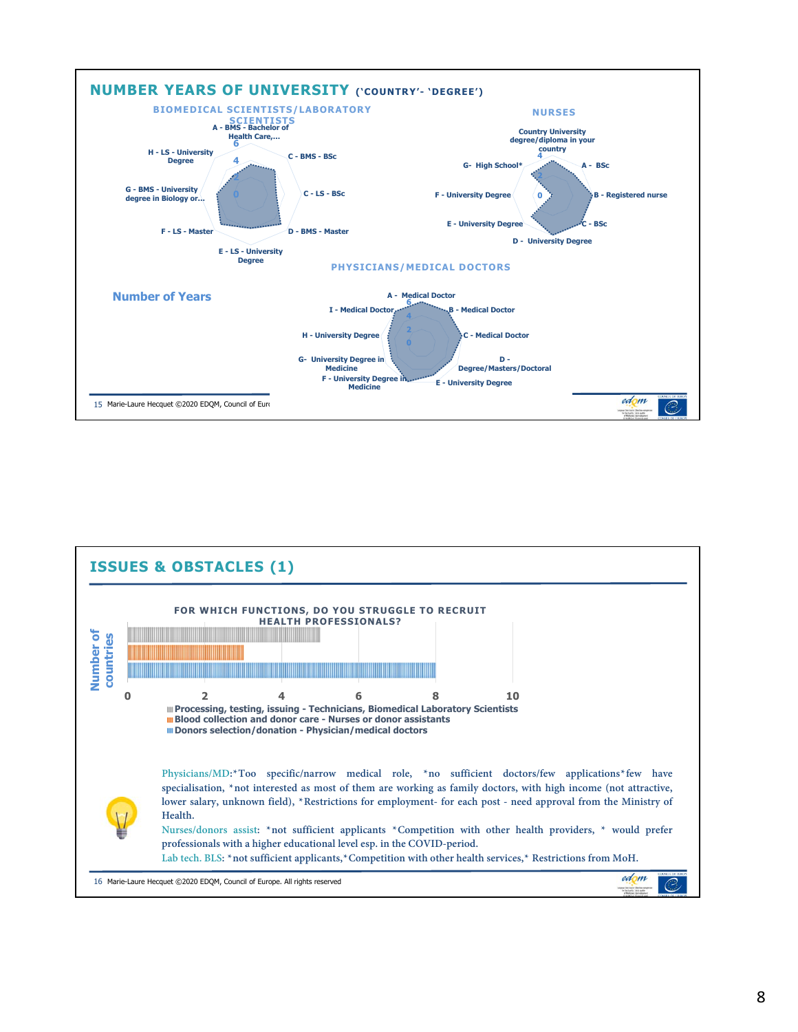## NUMBER YEARS OF UNIVERSITY ('COUNTRY'- 'DEGREE')

**Number of Years**

### BIOMEDICAL SCIENTISTS/LABORATORY SCIENTISTS

A - BMS - Bachelor of Health Care,...
C - BMS - BSc
C - LS - BSc
D - BMS - Master
E - LS - University Degree
F - LS - Master
G - BMS - University degree in Biology or...
H - LS - University Degree

### NURSES

Country University degree/diploma in your country
A - BSc
B - Registered nurse
C - BSc
D - University Degree
E - University Degree
F - University Degree
G- High School*

### PHYSICIANS/MEDICAL DOCTORS

A - Medical Doctor
B - Medical Doctor
C - Medical Doctor
D - Degree/Masters/Doctoral
E - University Degree
F - University Degree in Medicine
G- University Degree in Medicine
H - University Degree
I - Medical Doctor

Marie-Laure Hecquet ©2020 EDQM, Council of Europe

## ISSUES & OBSTACLES (1)

**FOR WHICH FUNCTIONS, DO YOU STRUGGLE TO RECRUIT HEALTH PROFESSIONALS?**

| Function | Number of countries |
|---|---|
| Processing, testing, issuing - Technicians, Biomedical Laboratory Scientists | 5 |
| Blood collection and donor care - Nurses or donor assistants | 3 |
| Donors selection/donation - Physician/medical doctors | 8 |

Physicians/MD: *Too specific/narrow medical role, *no sufficient doctors/few applications *few have specialisation, *not interested as most of them are working as family doctors, with high income (not attractive, lower salary, unknown field), *Restrictions for employment- for each post - need approval from the Ministry of Health.

Nurses/donors assist: *not sufficient applicants *Competition with other health providers, * would prefer professionals with a higher educational level esp. in the COVID-period.

Lab tech. BLS: *not sufficient applicants, *Competition with other health services, * Restrictions from MoH.

Marie-Laure Hecquet ©2020 EDQM, Council of Europe. All rights reserved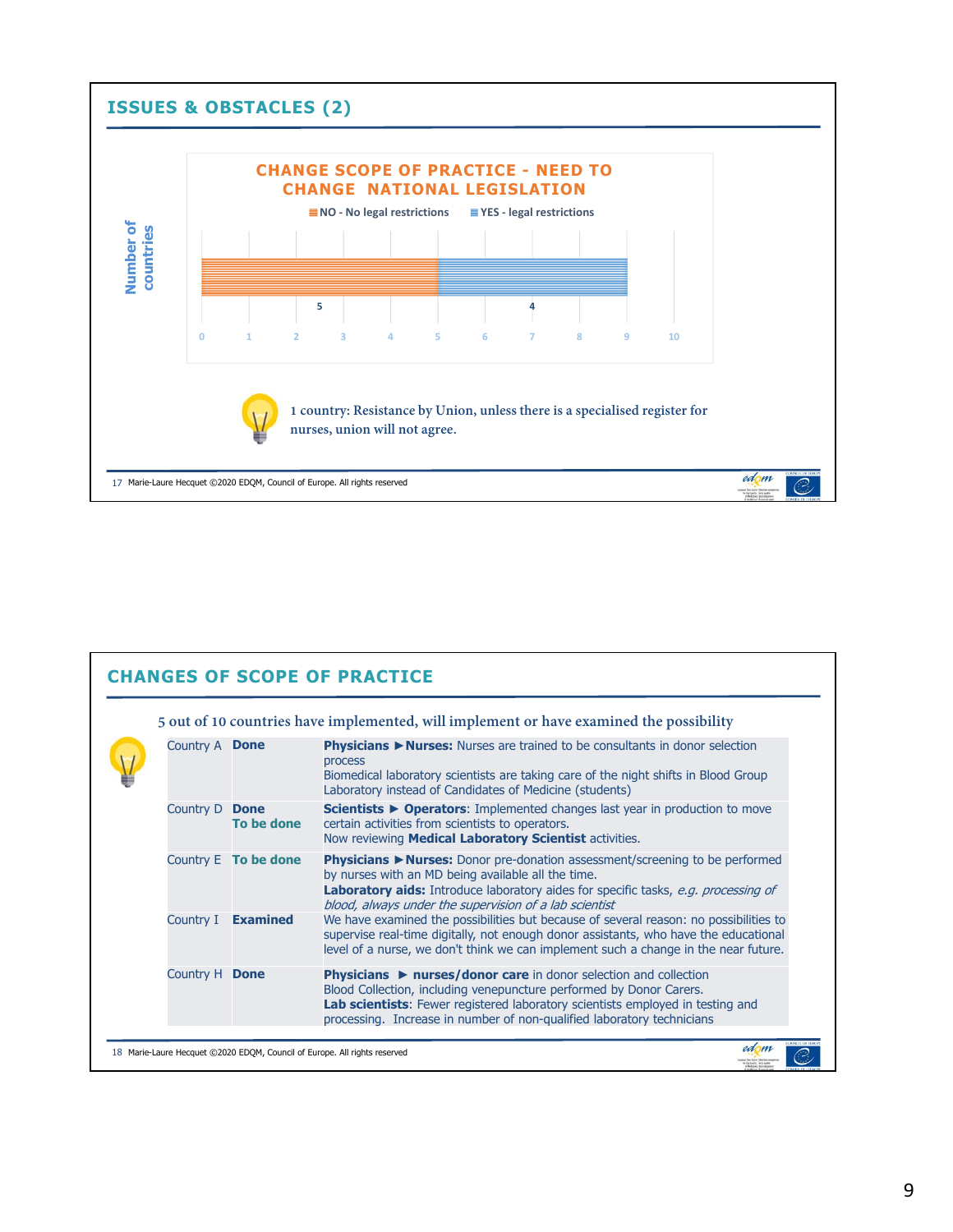## ISSUES & OBSTACLES (2)

**CHANGE SCOPE OF PRACTICE - NEED TO CHANGE NATIONAL LEGISLATION**

| Response | Number of countries |
|---|---|
| NO - No legal restrictions | 5 |
| YES - legal restrictions | 4 |

1 country: Resistance by Union, unless there is a specialised register for nurses, union will not agree.

## CHANGES OF SCOPE OF PRACTICE

5 out of 10 countries have implemented, will implement or have examined the possibility

| Country | Status | Details |
|---|---|---|
| Country A | **Done** | **Physicians ►Nurses:** Nurses are trained to be consultants in donor selection process<br>Biomedical laboratory scientists are taking care of the night shifts in Blood Group Laboratory instead of Candidates of Medicine (students) |
| Country D | **Done**<br>**To be done** | **Scientists ► Operators**: Implemented changes last year in production to move certain activities from scientists to operators.<br>Now reviewing **Medical Laboratory Scientist** activities. |
| Country E | **To be done** | **Physicians ►Nurses:** Donor pre-donation assessment/screening to be performed by nurses with an MD being available all the time.<br>**Laboratory aids:** Introduce laboratory aides for specific tasks, *e.g. processing of blood, always under the supervision of a lab scientist* |
| Country I | **Examined** | We have examined the possibilities but because of several reason: no possibilities to supervise real-time digitally, not enough donor assistants, who have the educational level of a nurse, we don't think we can implement such a change in the near future. |
| Country H | **Done** | **Physicians ► nurses/donor care** in donor selection and collection<br>Blood Collection, including venepuncture performed by Donor Carers.<br>**Lab scientists**: Fewer registered laboratory scientists employed in testing and processing. Increase in number of non-qualified laboratory technicians |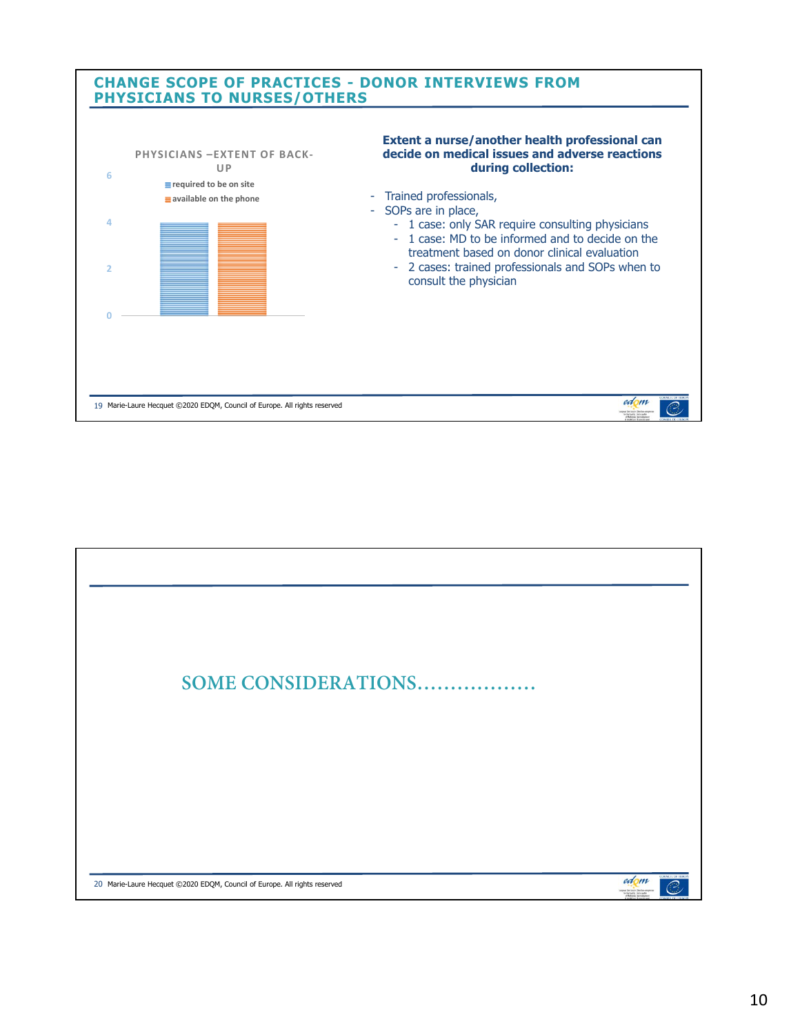## CHANGE SCOPE OF PRACTICES - DONOR INTERVIEWS FROM PHYSICIANS TO NURSES/OTHERS

**PHYSICIANS –EXTENT OF BACK-UP**

| | required to be on site | available on the phone |
|---|---|---|
| | 4 | 4 |

**Extent a nurse/another health professional can decide on medical issues and adverse reactions during collection:**

- Trained professionals,
- SOPs are in place,
  - 1 case: only SAR require consulting physicians
  - 1 case: MD to be informed and to decide on the treatment based on donor clinical evaluation
  - 2 cases: trained professionals and SOPs when to consult the physician

## SOME CONSIDERATIONS…………….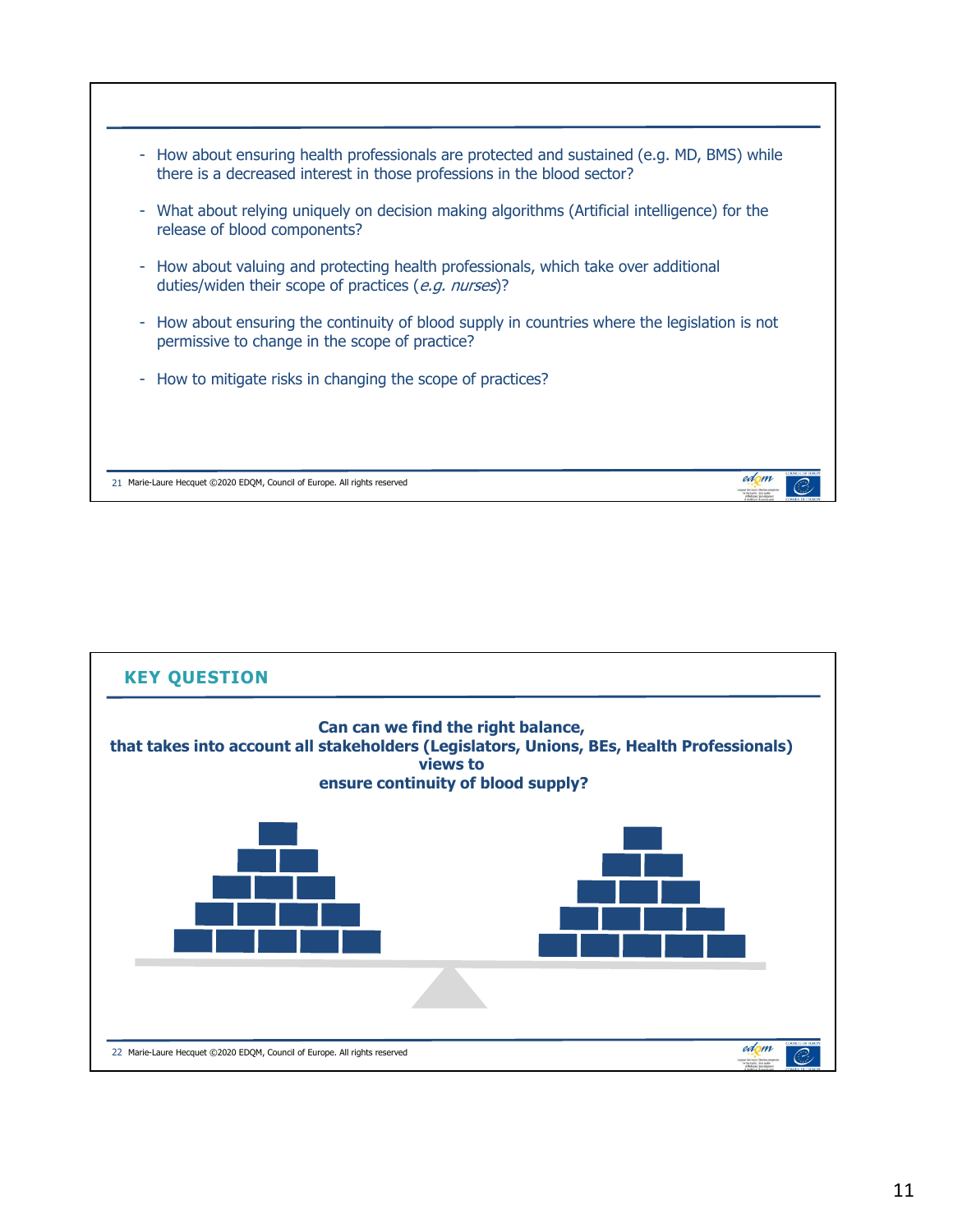- How about ensuring health professionals are protected and sustained (e.g. MD, BMS) while there is a decreased interest in those professions in the blood sector?
- What about relying uniquely on decision making algorithms (Artificial intelligence) for the release of blood components?
- How about valuing and protecting health professionals, which take over additional duties/widen their scope of practices (*e.g. nurses*)?
- How about ensuring the continuity of blood supply in countries where the legislation is not permissive to change in the scope of practice?
- How to mitigate risks in changing the scope of practices?

## KEY QUESTION

**Can can we find the right balance,
that takes into account all stakeholders (Legislators, Unions, BEs, Health Professionals) views to
ensure continuity of blood supply?**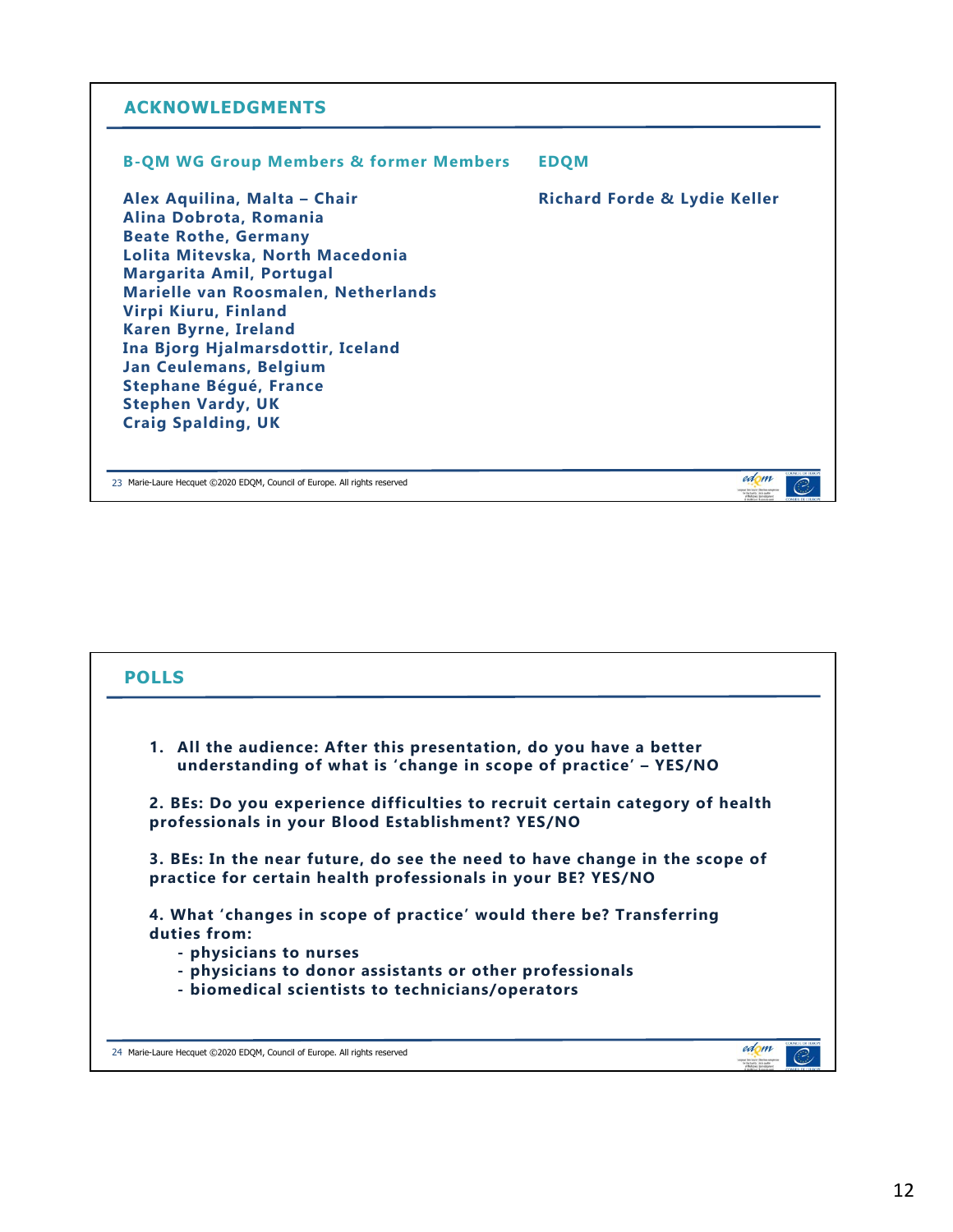## ACKNOWLEDGMENTS

**B-QM WG Group Members & former Members**

**Alex Aquilina, Malta – Chair**
**Alina Dobrota, Romania**
**Beate Rothe, Germany**
**Lolita Mitevska, North Macedonia**
**Margarita Amil, Portugal**
**Marielle van Roosmalen, Netherlands**
**Virpi Kiuru, Finland**
**Karen Byrne, Ireland**
**Ina Bjorg Hjalmarsdottir, Iceland**
**Jan Ceulemans, Belgium**
**Stephane Bégué, France**
**Stephen Vardy, UK**
**Craig Spalding, UK**

**EDQM**

**Richard Forde & Lydie Keller**

23 Marie-Laure Hecquet ©2020 EDQM, Council of Europe. All rights reserved

## POLLS

1. **All the audience: After this presentation, do you have a better understanding of what is 'change in scope of practice' – YES/NO**

2. **BEs: Do you experience difficulties to recruit certain category of health professionals in your Blood Establishment? YES/NO**

3. **BEs: In the near future, do see the need to have change in the scope of practice for certain health professionals in your BE? YES/NO**

4. **What 'changes in scope of practice' would there be? Transferring duties from:**
   - **physicians to nurses**
   - **physicians to donor assistants or other professionals**
   - **biomedical scientists to technicians/operators**

24 Marie-Laure Hecquet ©2020 EDQM, Council of Europe. All rights reserved